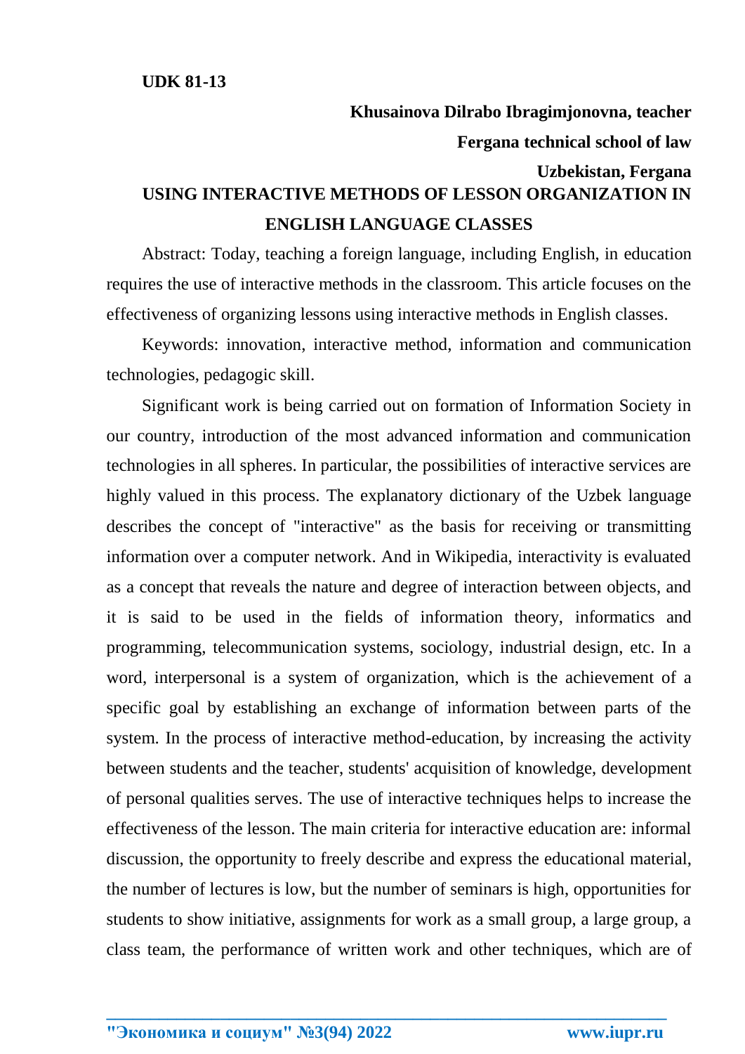**UDK 81-13**

**Khusainova Dilrabo Ibragimjonovna, teacher**

**Fergana technical school of law**

**Uzbekistan, Fergana**

# USING INTERACTIVE METHODS OF LESSON ORGANIZATION IN ENGLISH LANGUAGE CLASSES

Abstract: Today, teaching a foreign language, including English, in education requires the use of interactive methods in the classroom. This article focuses on the effectiveness of organizing lessons using interactive methods in English classes.

Keywords: innovation, interactive method, information and communication technologies, pedagogic skill.

Significant work is being carried out on formation of Information Society in our country, introduction of the most advanced information and communication technologies in all spheres. In particular, the possibilities of interactive services are highly valued in this process. The explanatory dictionary of the Uzbek language describes the concept of "interactive" as the basis for receiving or transmitting information over a computer network. And in Wikipedia, interactivity is evaluated as a concept that reveals the nature and degree of interaction between objects, and it is said to be used in the fields of information theory, informatics and programming, telecommunication systems, sociology, industrial design, etc. In a word, interpersonal is a system of organization, which is the achievement of a specific goal by establishing an exchange of information between parts of the system. In the process of interactive method-education, by increasing the activity between students and the teacher, students' acquisition of knowledge, development of personal qualities serves. The use of interactive techniques helps to increase the effectiveness of the lesson. The main criteria for interactive education are: informal discussion, the opportunity to freely describe and express the educational material, the number of lectures is low, but the number of seminars is high, opportunities for students to show initiative, assignments for work as a small group, a large group, a class team, the performance of written work and other techniques, which are of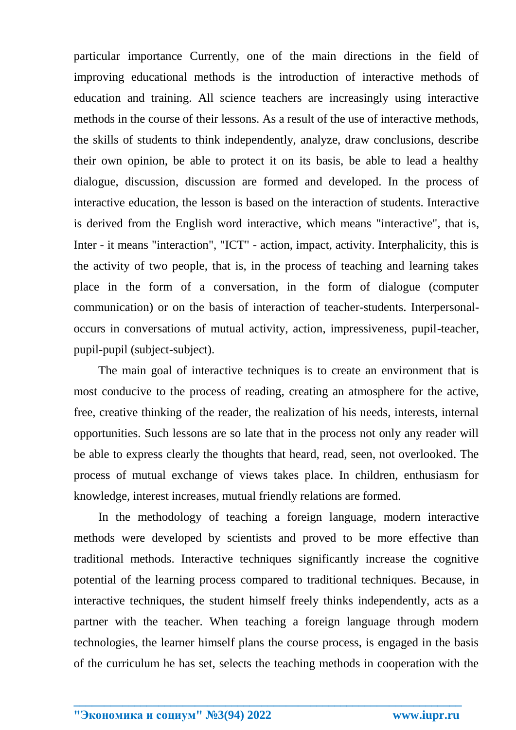particular importance Currently, one of the main directions in the field of improving educational methods is the introduction of interactive methods of education and training. All science teachers are increasingly using interactive methods in the course of their lessons. As a result of the use of interactive methods, the skills of students to think independently, analyze, draw conclusions, describe their own opinion, be able to protect it on its basis, be able to lead a healthy dialogue, discussion, discussion are formed and developed. In the process of interactive education, the lesson is based on the interaction of students. Interactive is derived from the English word interactive, which means "interactive", that is, Inter - it means "interaction", "ICT" - action, impact, activity. Interphalicity, this is the activity of two people, that is, in the process of teaching and learning takes place in the form of a conversation, in the form of dialogue (computer communication) or on the basis of interaction of teacher-students. Interpersonal-occurs in conversations of mutual activity, action, impressiveness, pupil-teacher, pupil-pupil (subject-subject).

The main goal of interactive techniques is to create an environment that is most conducive to the process of reading, creating an atmosphere for the active, free, creative thinking of the reader, the realization of his needs, interests, internal opportunities. Such lessons are so late that in the process not only any reader will be able to express clearly the thoughts that heard, read, seen, not overlooked. The process of mutual exchange of views takes place. In children, enthusiasm for knowledge, interest increases, mutual friendly relations are formed.

In the methodology of teaching a foreign language, modern interactive methods were developed by scientists and proved to be more effective than traditional methods. Interactive techniques significantly increase the cognitive potential of the learning process compared to traditional techniques. Because, in interactive techniques, the student himself freely thinks independently, acts as a partner with the teacher. When teaching a foreign language through modern technologies, the learner himself plans the course process, is engaged in the basis of the curriculum he has set, selects the teaching methods in cooperation with the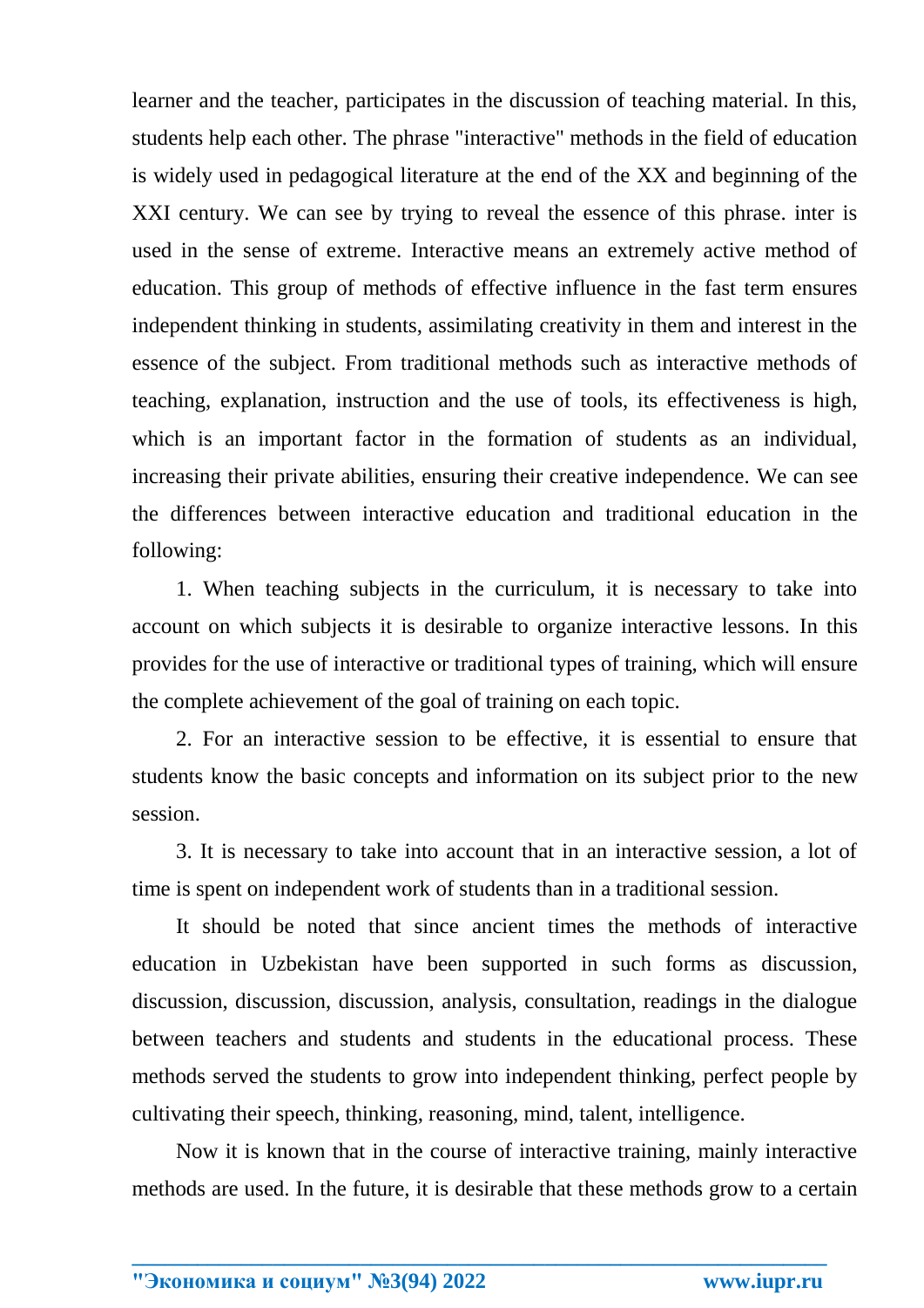learner and the teacher, participates in the discussion of teaching material. In this, students help each other. The phrase "interactive" methods in the field of education is widely used in pedagogical literature at the end of the XX and beginning of the XXI century. We can see by trying to reveal the essence of this phrase. inter is used in the sense of extreme. Interactive means an extremely active method of education. This group of methods of effective influence in the fast term ensures independent thinking in students, assimilating creativity in them and interest in the essence of the subject. From traditional methods such as interactive methods of teaching, explanation, instruction and the use of tools, its effectiveness is high, which is an important factor in the formation of students as an individual, increasing their private abilities, ensuring their creative independence. We can see the differences between interactive education and traditional education in the following:

1. When teaching subjects in the curriculum, it is necessary to take into account on which subjects it is desirable to organize interactive lessons. In this provides for the use of interactive or traditional types of training, which will ensure the complete achievement of the goal of training on each topic.

2. For an interactive session to be effective, it is essential to ensure that students know the basic concepts and information on its subject prior to the new session.

3. It is necessary to take into account that in an interactive session, a lot of time is spent on independent work of students than in a traditional session.

It should be noted that since ancient times the methods of interactive education in Uzbekistan have been supported in such forms as discussion, discussion, discussion, discussion, analysis, consultation, readings in the dialogue between teachers and students and students in the educational process. These methods served the students to grow into independent thinking, perfect people by cultivating their speech, thinking, reasoning, mind, talent, intelligence.

Now it is known that in the course of interactive training, mainly interactive methods are used. In the future, it is desirable that these methods grow to a certain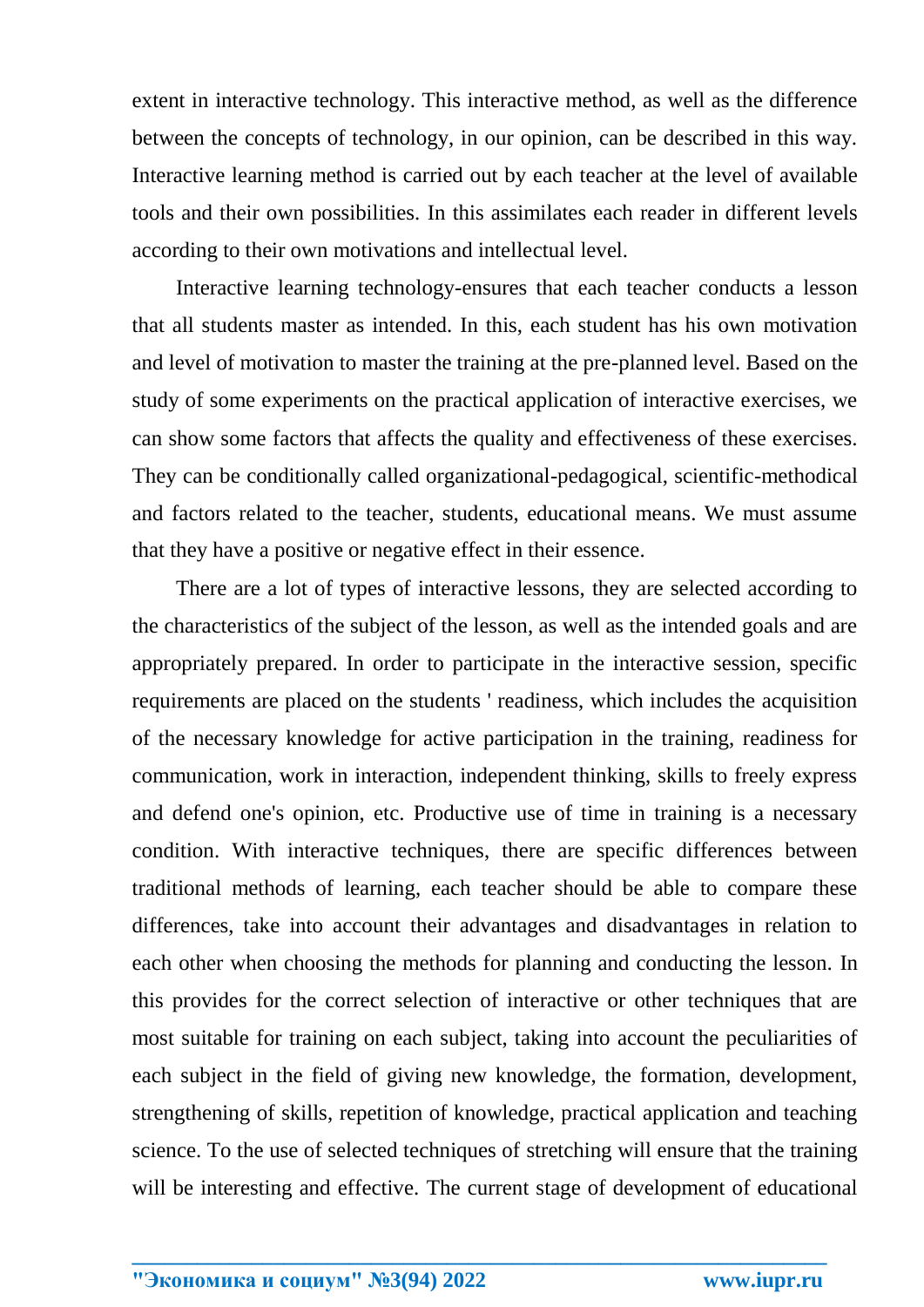extent in interactive technology. This interactive method, as well as the difference between the concepts of technology, in our opinion, can be described in this way. Interactive learning method is carried out by each teacher at the level of available tools and their own possibilities. In this assimilates each reader in different levels according to their own motivations and intellectual level.

Interactive learning technology-ensures that each teacher conducts a lesson that all students master as intended. In this, each student has his own motivation and level of motivation to master the training at the pre-planned level. Based on the study of some experiments on the practical application of interactive exercises, we can show some factors that affects the quality and effectiveness of these exercises. They can be conditionally called organizational-pedagogical, scientific-methodical and factors related to the teacher, students, educational means. We must assume that they have a positive or negative effect in their essence.

There are a lot of types of interactive lessons, they are selected according to the characteristics of the subject of the lesson, as well as the intended goals and are appropriately prepared. In order to participate in the interactive session, specific requirements are placed on the students ' readiness, which includes the acquisition of the necessary knowledge for active participation in the training, readiness for communication, work in interaction, independent thinking, skills to freely express and defend one's opinion, etc. Productive use of time in training is a necessary condition. With interactive techniques, there are specific differences between traditional methods of learning, each teacher should be able to compare these differences, take into account their advantages and disadvantages in relation to each other when choosing the methods for planning and conducting the lesson. In this provides for the correct selection of interactive or other techniques that are most suitable for training on each subject, taking into account the peculiarities of each subject in the field of giving new knowledge, the formation, development, strengthening of skills, repetition of knowledge, practical application and teaching science. To the use of selected techniques of stretching will ensure that the training will be interesting and effective. The current stage of development of educational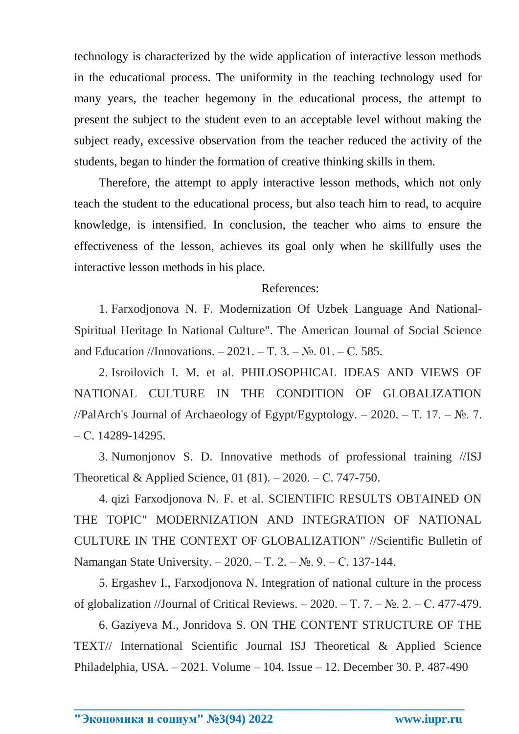technology is characterized by the wide application of interactive lesson methods in the educational process. The uniformity in the teaching technology used for many years, the teacher hegemony in the educational process, the attempt to present the subject to the student even to an acceptable level without making the subject ready, excessive observation from the teacher reduced the activity of the students, began to hinder the formation of creative thinking skills in them.

Therefore, the attempt to apply interactive lesson methods, which not only teach the student to the educational process, but also teach him to read, to acquire knowledge, is intensified. In conclusion, the teacher who aims to ensure the effectiveness of the lesson, achieves its goal only when he skillfully uses the interactive lesson methods in his place.

References:

1. Farxodjonova N. F. Modernization Of Uzbek Language And National-Spiritual Heritage In National Culture". The American Journal of Social Science and Education //Innovations. – 2021. – T. 3. – №. 01. – C. 585.
2. Isroilovich I. M. et al. PHILOSOPHICAL IDEAS AND VIEWS OF NATIONAL CULTURE IN THE CONDITION OF GLOBALIZATION //PalArch's Journal of Archaeology of Egypt/Egyptology. – 2020. – T. 17. – №. 7. – C. 14289-14295.
3. Numonjonov S. D. Innovative methods of professional training //ISJ Theoretical & Applied Science, 01 (81). – 2020. – C. 747-750.
4. qizi Farxodjonova N. F. et al. SCIENTIFIC RESULTS OBTAINED ON THE TOPIC" MODERNIZATION AND INTEGRATION OF NATIONAL CULTURE IN THE CONTEXT OF GLOBALIZATION" //Scientific Bulletin of Namangan State University. – 2020. – T. 2. – №. 9. – C. 137-144.
5. Ergashev I., Farxodjonova N. Integration of national culture in the process of globalization //Journal of Critical Reviews. – 2020. – T. 7. – №. 2. – C. 477-479.
6. Gaziyeva M., Jonridova S. ON THE CONTENT STRUCTURE OF THE TEXT// International Scientific Journal ISJ Theoretical & Applied Science Philadelphia, USA. – 2021. Volume – 104. Issue – 12. December 30. P. 487-490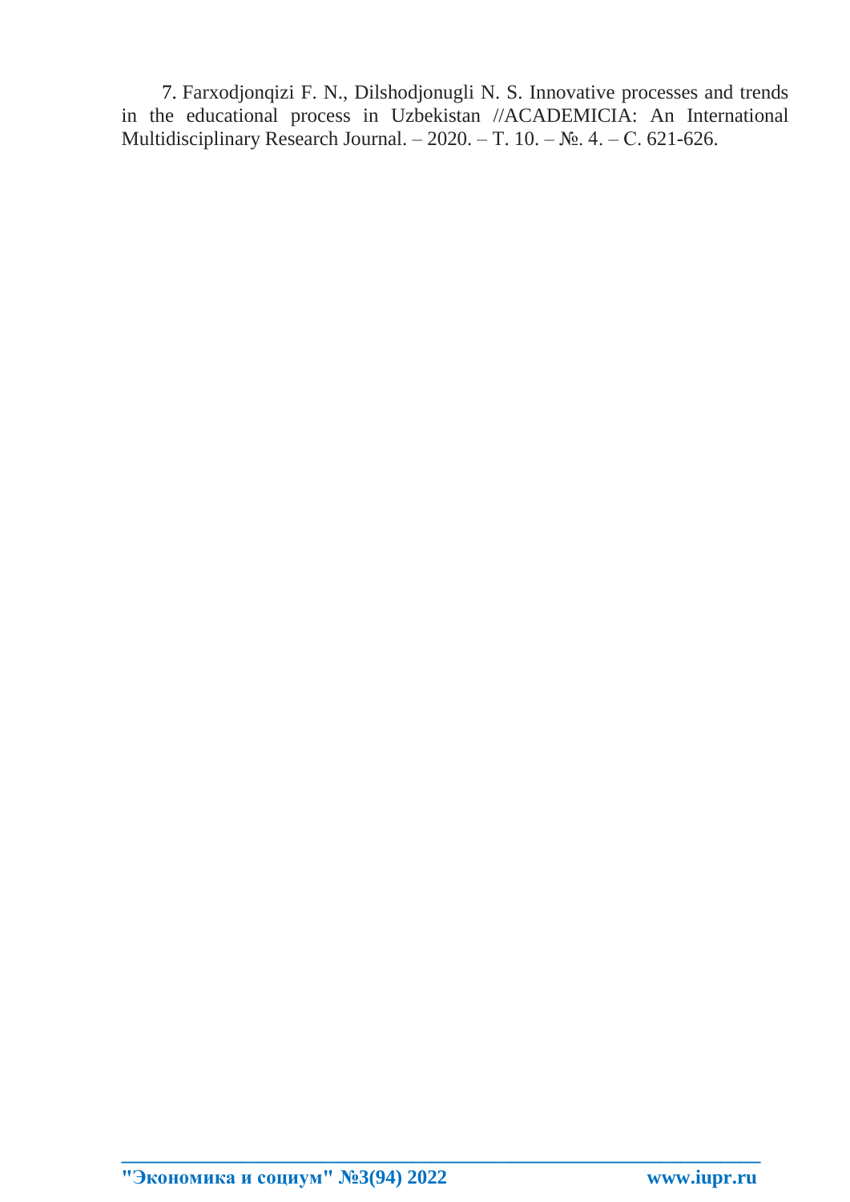7. Farxodjonqizi F. N., Dilshodjonugli N. S. Innovative processes and trends in the educational process in Uzbekistan //ACADEMICIA: An International Multidisciplinary Research Journal. – 2020. – T. 10. – №. 4. – C. 621-626.